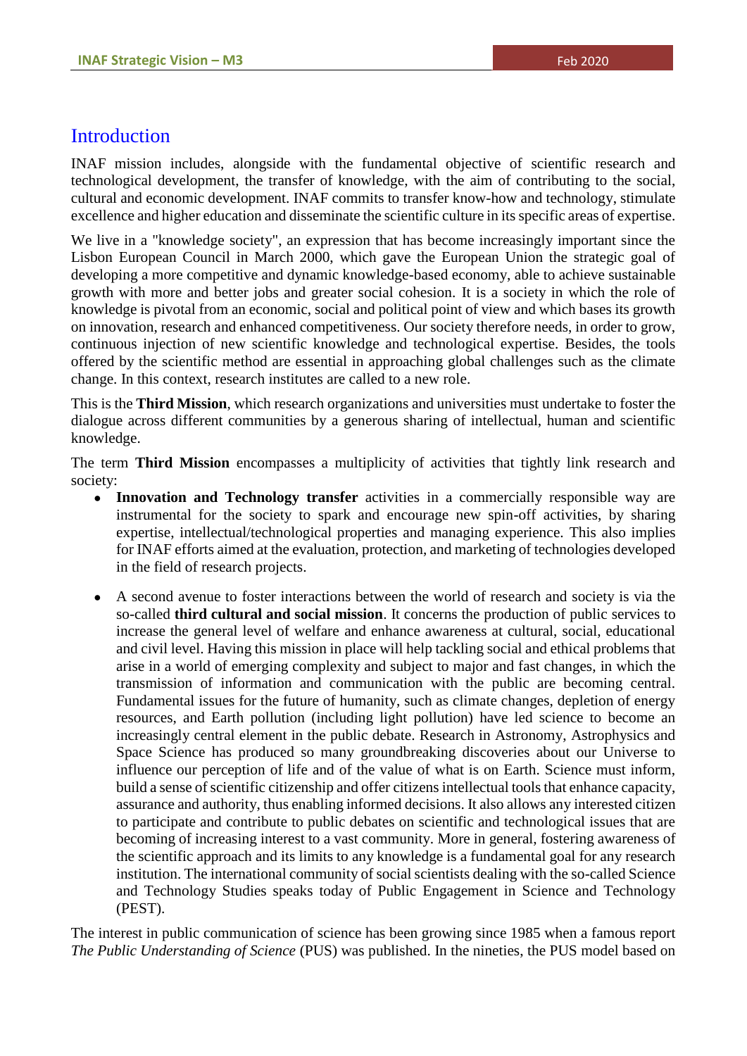# Introduction

INAF mission includes, alongside with the fundamental objective of scientific research and technological development, the transfer of knowledge, with the aim of contributing to the social, cultural and economic development. INAF commits to transfer know-how and technology, stimulate excellence and higher education and disseminate the scientific culture in its specific areas of expertise.

We live in a "knowledge society", an expression that has become increasingly important since the Lisbon European Council in March 2000, which gave the European Union the strategic goal of developing a more competitive and dynamic knowledge-based economy, able to achieve sustainable growth with more and better jobs and greater social cohesion. It is a society in which the role of knowledge is pivotal from an economic, social and political point of view and which bases its growth on innovation, research and enhanced competitiveness. Our society therefore needs, in order to grow, continuous injection of new scientific knowledge and technological expertise. Besides, the tools offered by the scientific method are essential in approaching global challenges such as the climate change. In this context, research institutes are called to a new role.

This is the **Third Mission**, which research organizations and universities must undertake to foster the dialogue across different communities by a generous sharing of intellectual, human and scientific knowledge.

The term **Third Mission** encompasses a multiplicity of activities that tightly link research and society:

- **Innovation and Technology transfer** activities in a commercially responsible way are instrumental for the society to spark and encourage new spin-off activities, by sharing expertise, intellectual/technological properties and managing experience. This also implies for INAF efforts aimed at the evaluation, protection, and marketing of technologies developed in the field of research projects.

- A second avenue to foster interactions between the world of research and society is via the so-called **third cultural and social mission**. It concerns the production of public services to increase the general level of welfare and enhance awareness at cultural, social, educational and civil level. Having this mission in place will help tackling social and ethical problems that arise in a world of emerging complexity and subject to major and fast changes, in which the transmission of information and communication with the public are becoming central. Fundamental issues for the future of humanity, such as climate changes, depletion of energy resources, and Earth pollution (including light pollution) have led science to become an increasingly central element in the public debate. Research in Astronomy, Astrophysics and Space Science has produced so many groundbreaking discoveries about our Universe to influence our perception of life and of the value of what is on Earth. Science must inform, build a sense of scientific citizenship and offer citizens intellectual tools that enhance capacity, assurance and authority, thus enabling informed decisions. It also allows any interested citizen to participate and contribute to public debates on scientific and technological issues that are becoming of increasing interest to a vast community. More in general, fostering awareness of the scientific approach and its limits to any knowledge is a fundamental goal for any research institution. The international community of social scientists dealing with the so-called Science and Technology Studies speaks today of Public Engagement in Science and Technology (PEST).

The interest in public communication of science has been growing since 1985 when a famous report *The Public Understanding of Science* (PUS) was published. In the nineties, the PUS model based on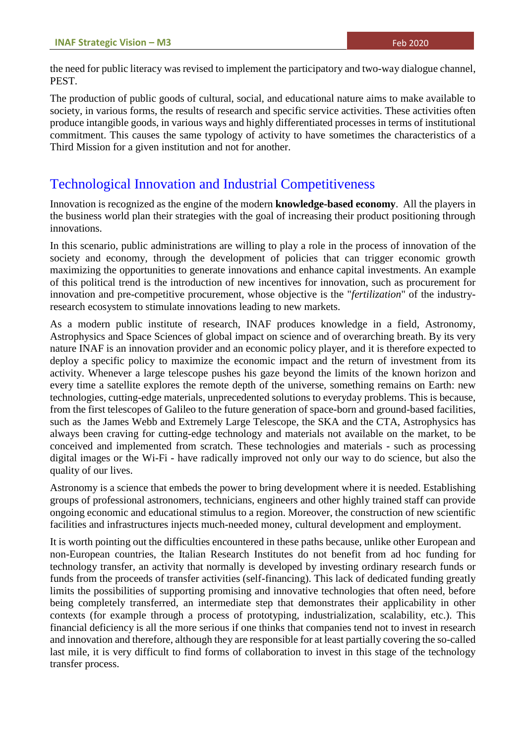the need for public literacy was revised to implement the participatory and two-way dialogue channel, PEST.

The production of public goods of cultural, social, and educational nature aims to make available to society, in various forms, the results of research and specific service activities. These activities often produce intangible goods, in various ways and highly differentiated processes in terms of institutional commitment. This causes the same typology of activity to have sometimes the characteristics of a Third Mission for a given institution and not for another.

## Technological Innovation and Industrial Competitiveness

Innovation is recognized as the engine of the modern **knowledge-based economy**. All the players in the business world plan their strategies with the goal of increasing their product positioning through innovations.

In this scenario, public administrations are willing to play a role in the process of innovation of the society and economy, through the development of policies that can trigger economic growth maximizing the opportunities to generate innovations and enhance capital investments. An example of this political trend is the introduction of new incentives for innovation, such as procurement for innovation and pre-competitive procurement, whose objective is the "*fertilization*" of the industry-research ecosystem to stimulate innovations leading to new markets.

As a modern public institute of research, INAF produces knowledge in a field, Astronomy, Astrophysics and Space Sciences of global impact on science and of overarching breath. By its very nature INAF is an innovation provider and an economic policy player, and it is therefore expected to deploy a specific policy to maximize the economic impact and the return of investment from its activity. Whenever a large telescope pushes his gaze beyond the limits of the known horizon and every time a satellite explores the remote depth of the universe, something remains on Earth: new technologies, cutting-edge materials, unprecedented solutions to everyday problems. This is because, from the first telescopes of Galileo to the future generation of space-born and ground-based facilities, such as the James Webb and Extremely Large Telescope, the SKA and the CTA, Astrophysics has always been craving for cutting-edge technology and materials not available on the market, to be conceived and implemented from scratch. These technologies and materials - such as processing digital images or the Wi-Fi - have radically improved not only our way to do science, but also the quality of our lives.

Astronomy is a science that embeds the power to bring development where it is needed. Establishing groups of professional astronomers, technicians, engineers and other highly trained staff can provide ongoing economic and educational stimulus to a region. Moreover, the construction of new scientific facilities and infrastructures injects much-needed money, cultural development and employment.

It is worth pointing out the difficulties encountered in these paths because, unlike other European and non-European countries, the Italian Research Institutes do not benefit from ad hoc funding for technology transfer, an activity that normally is developed by investing ordinary research funds or funds from the proceeds of transfer activities (self-financing). This lack of dedicated funding greatly limits the possibilities of supporting promising and innovative technologies that often need, before being completely transferred, an intermediate step that demonstrates their applicability in other contexts (for example through a process of prototyping, industrialization, scalability, etc.). This financial deficiency is all the more serious if one thinks that companies tend not to invest in research and innovation and therefore, although they are responsible for at least partially covering the so-called last mile, it is very difficult to find forms of collaboration to invest in this stage of the technology transfer process.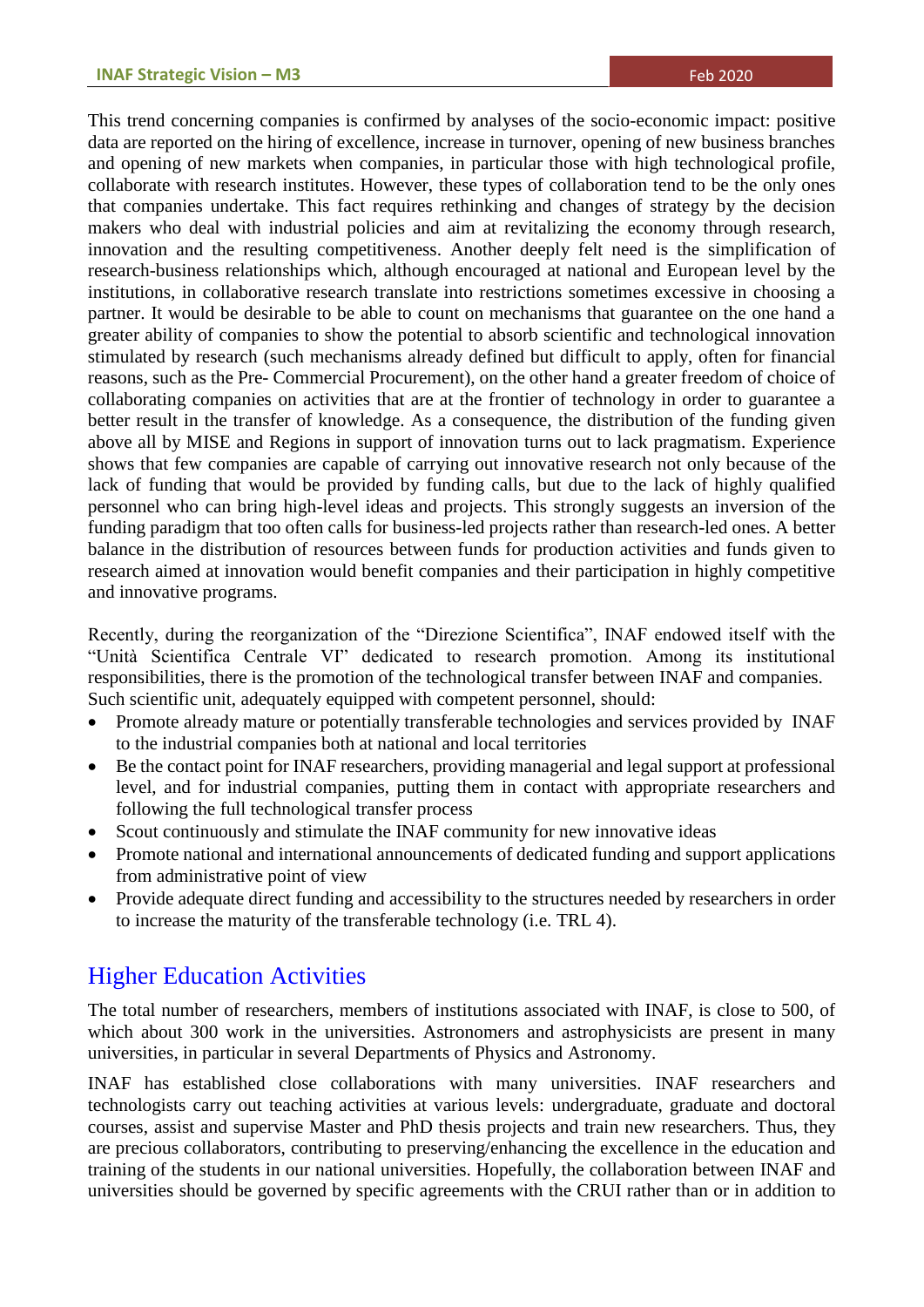This trend concerning companies is confirmed by analyses of the socio-economic impact: positive data are reported on the hiring of excellence, increase in turnover, opening of new business branches and opening of new markets when companies, in particular those with high technological profile, collaborate with research institutes. However, these types of collaboration tend to be the only ones that companies undertake. This fact requires rethinking and changes of strategy by the decision makers who deal with industrial policies and aim at revitalizing the economy through research, innovation and the resulting competitiveness. Another deeply felt need is the simplification of research-business relationships which, although encouraged at national and European level by the institutions, in collaborative research translate into restrictions sometimes excessive in choosing a partner. It would be desirable to be able to count on mechanisms that guarantee on the one hand a greater ability of companies to show the potential to absorb scientific and technological innovation stimulated by research (such mechanisms already defined but difficult to apply, often for financial reasons, such as the Pre- Commercial Procurement), on the other hand a greater freedom of choice of collaborating companies on activities that are at the frontier of technology in order to guarantee a better result in the transfer of knowledge. As a consequence, the distribution of the funding given above all by MISE and Regions in support of innovation turns out to lack pragmatism. Experience shows that few companies are capable of carrying out innovative research not only because of the lack of funding that would be provided by funding calls, but due to the lack of highly qualified personnel who can bring high-level ideas and projects. This strongly suggests an inversion of the funding paradigm that too often calls for business-led projects rather than research-led ones. A better balance in the distribution of resources between funds for production activities and funds given to research aimed at innovation would benefit companies and their participation in highly competitive and innovative programs.

Recently, during the reorganization of the "Direzione Scientifica", INAF endowed itself with the "Unità Scientifica Centrale VI" dedicated to research promotion. Among its institutional responsibilities, there is the promotion of the technological transfer between INAF and companies. Such scientific unit, adequately equipped with competent personnel, should:

- Promote already mature or potentially transferable technologies and services provided by INAF to the industrial companies both at national and local territories
- Be the contact point for INAF researchers, providing managerial and legal support at professional level, and for industrial companies, putting them in contact with appropriate researchers and following the full technological transfer process
- Scout continuously and stimulate the INAF community for new innovative ideas
- Promote national and international announcements of dedicated funding and support applications from administrative point of view
- Provide adequate direct funding and accessibility to the structures needed by researchers in order to increase the maturity of the transferable technology (i.e. TRL 4).

## Higher Education Activities

The total number of researchers, members of institutions associated with INAF, is close to 500, of which about 300 work in the universities. Astronomers and astrophysicists are present in many universities, in particular in several Departments of Physics and Astronomy.

INAF has established close collaborations with many universities. INAF researchers and technologists carry out teaching activities at various levels: undergraduate, graduate and doctoral courses, assist and supervise Master and PhD thesis projects and train new researchers. Thus, they are precious collaborators, contributing to preserving/enhancing the excellence in the education and training of the students in our national universities. Hopefully, the collaboration between INAF and universities should be governed by specific agreements with the CRUI rather than or in addition to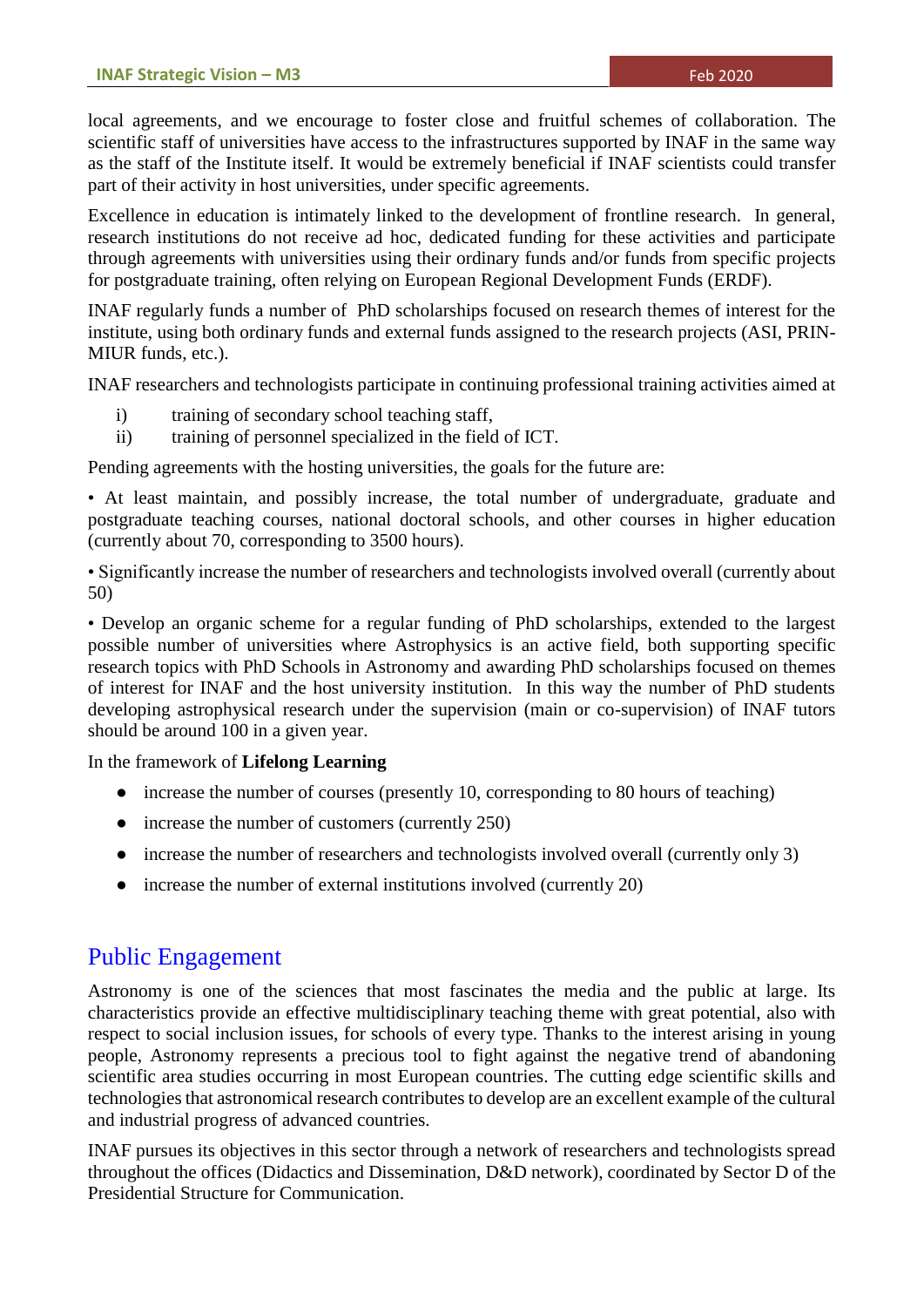local agreements, and we encourage to foster close and fruitful schemes of collaboration. The scientific staff of universities have access to the infrastructures supported by INAF in the same way as the staff of the Institute itself. It would be extremely beneficial if INAF scientists could transfer part of their activity in host universities, under specific agreements.

Excellence in education is intimately linked to the development of frontline research. In general, research institutions do not receive ad hoc, dedicated funding for these activities and participate through agreements with universities using their ordinary funds and/or funds from specific projects for postgraduate training, often relying on European Regional Development Funds (ERDF).

INAF regularly funds a number of PhD scholarships focused on research themes of interest for the institute, using both ordinary funds and external funds assigned to the research projects (ASI, PRIN-MIUR funds, etc.).

INAF researchers and technologists participate in continuing professional training activities aimed at

i) training of secondary school teaching staff,
ii) training of personnel specialized in the field of ICT.

Pending agreements with the hosting universities, the goals for the future are:

• At least maintain, and possibly increase, the total number of undergraduate, graduate and postgraduate teaching courses, national doctoral schools, and other courses in higher education (currently about 70, corresponding to 3500 hours).

• Significantly increase the number of researchers and technologists involved overall (currently about 50)

• Develop an organic scheme for a regular funding of PhD scholarships, extended to the largest possible number of universities where Astrophysics is an active field, both supporting specific research topics with PhD Schools in Astronomy and awarding PhD scholarships focused on themes of interest for INAF and the host university institution. In this way the number of PhD students developing astrophysical research under the supervision (main or co-supervision) of INAF tutors should be around 100 in a given year.

In the framework of **Lifelong Learning**

- increase the number of courses (presently 10, corresponding to 80 hours of teaching)
- increase the number of customers (currently 250)
- increase the number of researchers and technologists involved overall (currently only 3)
- increase the number of external institutions involved (currently 20)

## Public Engagement

Astronomy is one of the sciences that most fascinates the media and the public at large. Its characteristics provide an effective multidisciplinary teaching theme with great potential, also with respect to social inclusion issues, for schools of every type. Thanks to the interest arising in young people, Astronomy represents a precious tool to fight against the negative trend of abandoning scientific area studies occurring in most European countries. The cutting edge scientific skills and technologies that astronomical research contributes to develop are an excellent example of the cultural and industrial progress of advanced countries.

INAF pursues its objectives in this sector through a network of researchers and technologists spread throughout the offices (Didactics and Dissemination, D&D network), coordinated by Sector D of the Presidential Structure for Communication.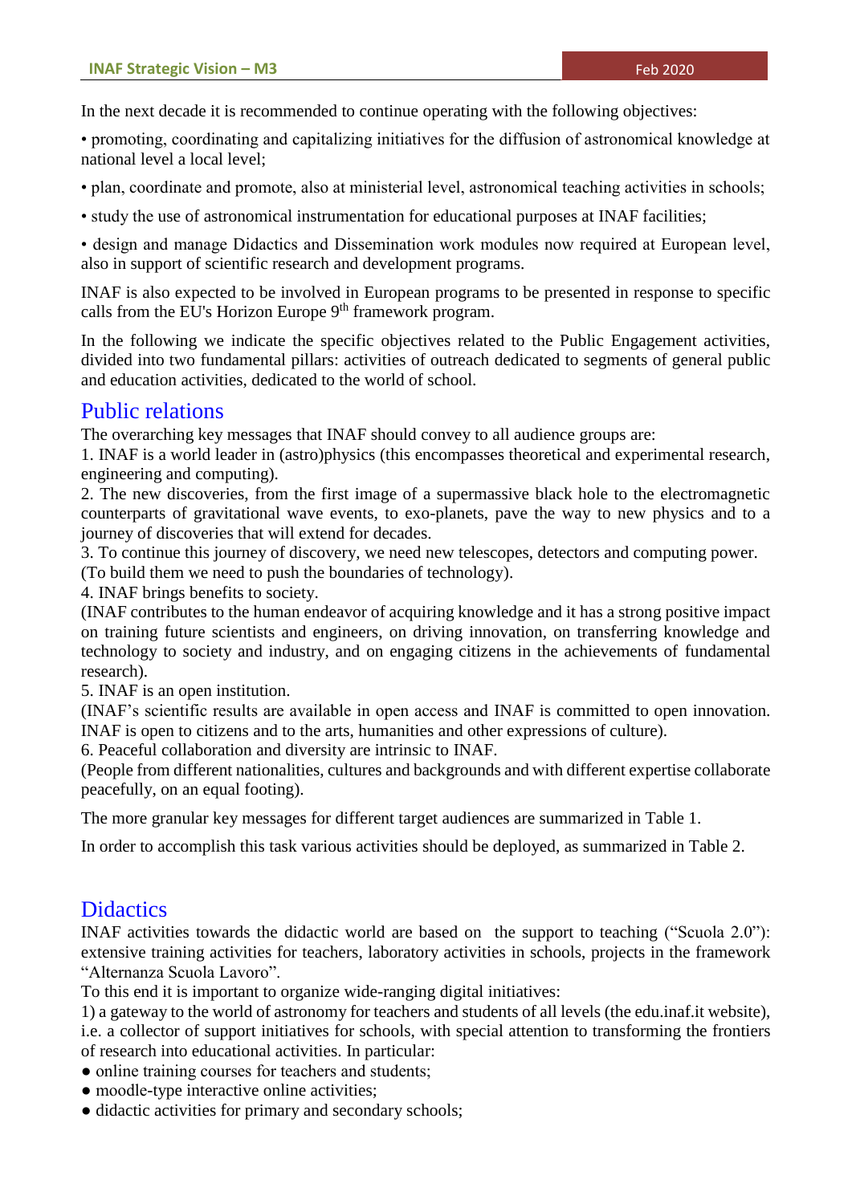In the next decade it is recommended to continue operating with the following objectives:

• promoting, coordinating and capitalizing initiatives for the diffusion of astronomical knowledge at national level a local level;

• plan, coordinate and promote, also at ministerial level, astronomical teaching activities in schools;

• study the use of astronomical instrumentation for educational purposes at INAF facilities;

• design and manage Didactics and Dissemination work modules now required at European level, also in support of scientific research and development programs.

INAF is also expected to be involved in European programs to be presented in response to specific calls from the EU's Horizon Europe 9th framework program.

In the following we indicate the specific objectives related to the Public Engagement activities, divided into two fundamental pillars: activities of outreach dedicated to segments of general public and education activities, dedicated to the world of school.

## Public relations

The overarching key messages that INAF should convey to all audience groups are:

1. INAF is a world leader in (astro)physics (this encompasses theoretical and experimental research, engineering and computing).
2. The new discoveries, from the first image of a supermassive black hole to the electromagnetic counterparts of gravitational wave events, to exo-planets, pave the way to new physics and to a journey of discoveries that will extend for decades.
3. To continue this journey of discovery, we need new telescopes, detectors and computing power. (To build them we need to push the boundaries of technology).
4. INAF brings benefits to society. (INAF contributes to the human endeavor of acquiring knowledge and it has a strong positive impact on training future scientists and engineers, on driving innovation, on transferring knowledge and technology to society and industry, and on engaging citizens in the achievements of fundamental research).
5. INAF is an open institution. (INAF's scientific results are available in open access and INAF is committed to open innovation. INAF is open to citizens and to the arts, humanities and other expressions of culture).
6. Peaceful collaboration and diversity are intrinsic to INAF. (People from different nationalities, cultures and backgrounds and with different expertise collaborate peacefully, on an equal footing).

The more granular key messages for different target audiences are summarized in Table 1.

In order to accomplish this task various activities should be deployed, as summarized in Table 2.

## Didactics

INAF activities towards the didactic world are based on the support to teaching ("Scuola 2.0"): extensive training activities for teachers, laboratory activities in schools, projects in the framework "Alternanza Scuola Lavoro".

To this end it is important to organize wide-ranging digital initiatives:

1) a gateway to the world of astronomy for teachers and students of all levels (the edu.inaf.it website), i.e. a collector of support initiatives for schools, with special attention to transforming the frontiers of research into educational activities. In particular:

- online training courses for teachers and students;
- moodle-type interactive online activities;
- didactic activities for primary and secondary schools;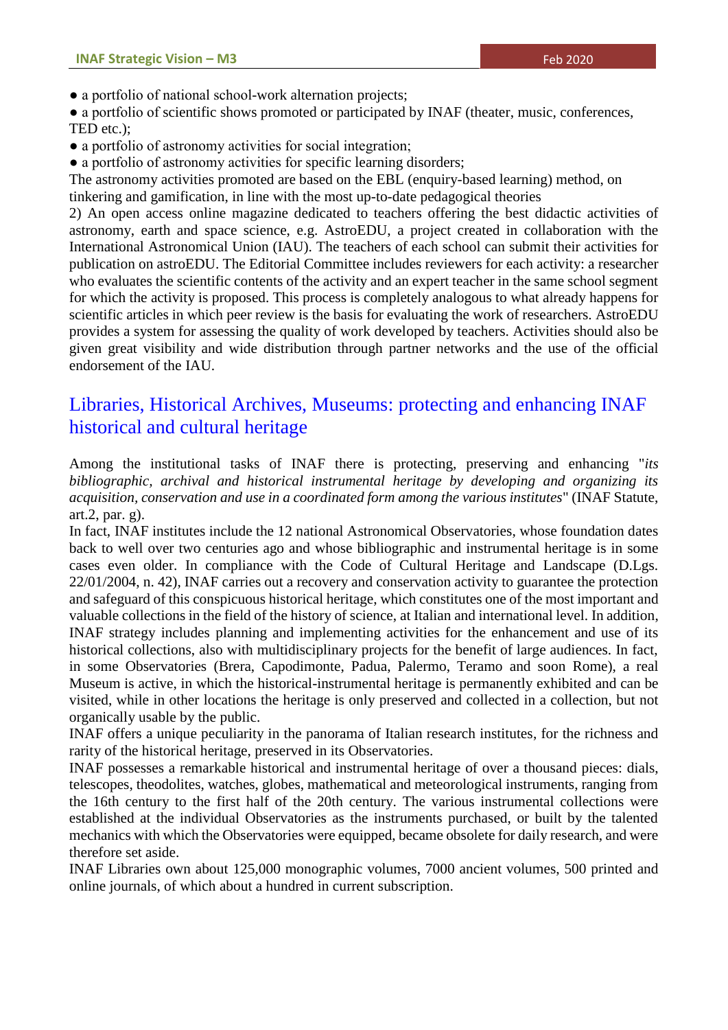● a portfolio of national school-work alternation projects;
● a portfolio of scientific shows promoted or participated by INAF (theater, music, conferences, TED etc.);
● a portfolio of astronomy activities for social integration;
● a portfolio of astronomy activities for specific learning disorders;

The astronomy activities promoted are based on the EBL (enquiry-based learning) method, on tinkering and gamification, in line with the most up-to-date pedagogical theories

2) An open access online magazine dedicated to teachers offering the best didactic activities of astronomy, earth and space science, e.g. AstroEDU, a project created in collaboration with the International Astronomical Union (IAU). The teachers of each school can submit their activities for publication on astroEDU. The Editorial Committee includes reviewers for each activity: a researcher who evaluates the scientific contents of the activity and an expert teacher in the same school segment for which the activity is proposed. This process is completely analogous to what already happens for scientific articles in which peer review is the basis for evaluating the work of researchers. AstroEDU provides a system for assessing the quality of work developed by teachers. Activities should also be given great visibility and wide distribution through partner networks and the use of the official endorsement of the IAU.

## Libraries, Historical Archives, Museums: protecting and enhancing INAF historical and cultural heritage

Among the institutional tasks of INAF there is protecting, preserving and enhancing "*its bibliographic, archival and historical instrumental heritage by developing and organizing its acquisition, conservation and use in a coordinated form among the various institutes*" (INAF Statute, art.2, par. g).

In fact, INAF institutes include the 12 national Astronomical Observatories, whose foundation dates back to well over two centuries ago and whose bibliographic and instrumental heritage is in some cases even older. In compliance with the Code of Cultural Heritage and Landscape (D.Lgs. 22/01/2004, n. 42), INAF carries out a recovery and conservation activity to guarantee the protection and safeguard of this conspicuous historical heritage, which constitutes one of the most important and valuable collections in the field of the history of science, at Italian and international level. In addition, INAF strategy includes planning and implementing activities for the enhancement and use of its historical collections, also with multidisciplinary projects for the benefit of large audiences. In fact, in some Observatories (Brera, Capodimonte, Padua, Palermo, Teramo and soon Rome), a real Museum is active, in which the historical-instrumental heritage is permanently exhibited and can be visited, while in other locations the heritage is only preserved and collected in a collection, but not organically usable by the public.

INAF offers a unique peculiarity in the panorama of Italian research institutes, for the richness and rarity of the historical heritage, preserved in its Observatories.

INAF possesses a remarkable historical and instrumental heritage of over a thousand pieces: dials, telescopes, theodolites, watches, globes, mathematical and meteorological instruments, ranging from the 16th century to the first half of the 20th century. The various instrumental collections were established at the individual Observatories as the instruments purchased, or built by the talented mechanics with which the Observatories were equipped, became obsolete for daily research, and were therefore set aside.

INAF Libraries own about 125,000 monographic volumes, 7000 ancient volumes, 500 printed and online journals, of which about a hundred in current subscription.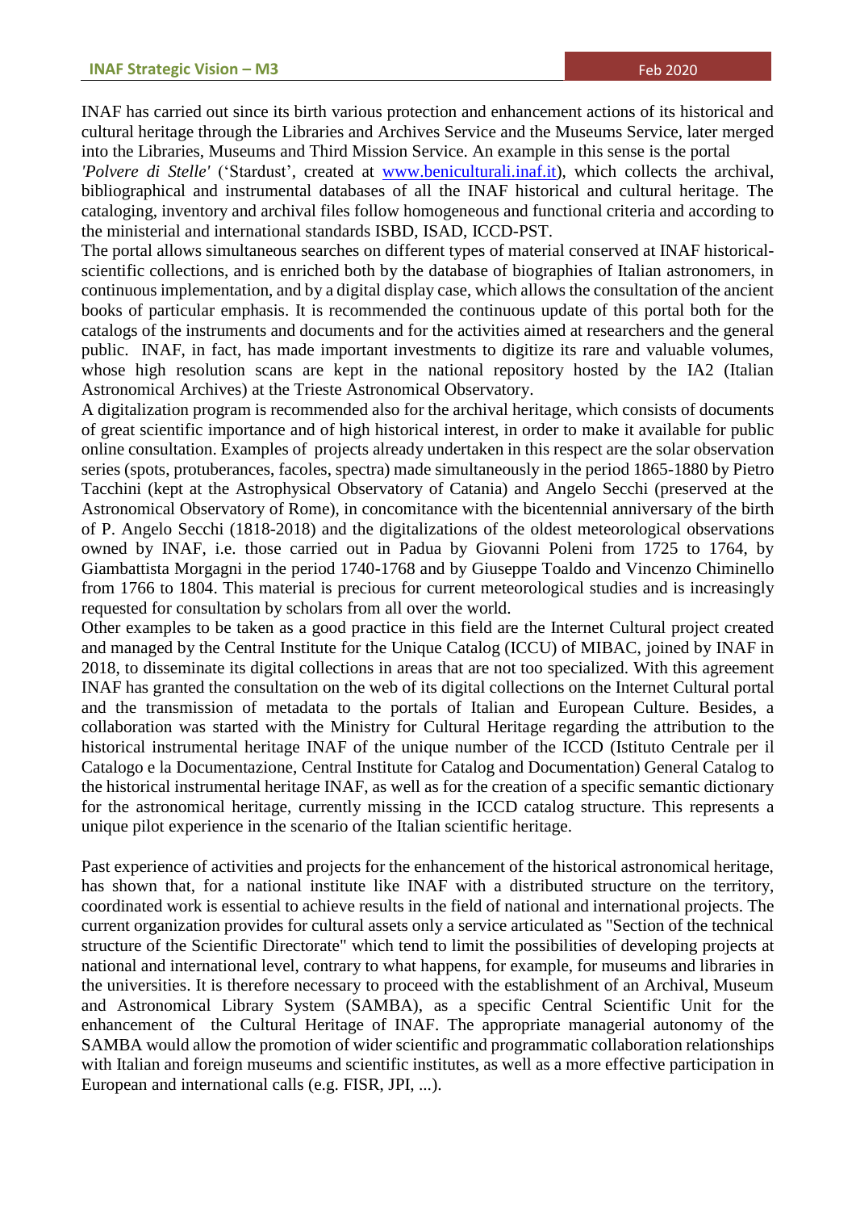INAF has carried out since its birth various protection and enhancement actions of its historical and cultural heritage through the Libraries and Archives Service and the Museums Service, later merged into the Libraries, Museums and Third Mission Service. An example in this sense is the portal *'Polvere di Stelle'* ('Stardust', created at [www.beniculturali.inaf.it](http://www.beniculturali.inaf.it)), which collects the archival, bibliographical and instrumental databases of all the INAF historical and cultural heritage. The cataloging, inventory and archival files follow homogeneous and functional criteria and according to the ministerial and international standards ISBD, ISAD, ICCD-PST.

The portal allows simultaneous searches on different types of material conserved at INAF historical-scientific collections, and is enriched both by the database of biographies of Italian astronomers, in continuous implementation, and by a digital display case, which allows the consultation of the ancient books of particular emphasis. It is recommended the continuous update of this portal both for the catalogs of the instruments and documents and for the activities aimed at researchers and the general public. INAF, in fact, has made important investments to digitize its rare and valuable volumes, whose high resolution scans are kept in the national repository hosted by the IA2 (Italian Astronomical Archives) at the Trieste Astronomical Observatory.

A digitalization program is recommended also for the archival heritage, which consists of documents of great scientific importance and of high historical interest, in order to make it available for public online consultation. Examples of projects already undertaken in this respect are the solar observation series (spots, protuberances, facoles, spectra) made simultaneously in the period 1865-1880 by Pietro Tacchini (kept at the Astrophysical Observatory of Catania) and Angelo Secchi (preserved at the Astronomical Observatory of Rome), in concomitance with the bicentennial anniversary of the birth of P. Angelo Secchi (1818-2018) and the digitalizations of the oldest meteorological observations owned by INAF, i.e. those carried out in Padua by Giovanni Poleni from 1725 to 1764, by Giambattista Morgagni in the period 1740-1768 and by Giuseppe Toaldo and Vincenzo Chiminello from 1766 to 1804. This material is precious for current meteorological studies and is increasingly requested for consultation by scholars from all over the world.

Other examples to be taken as a good practice in this field are the Internet Cultural project created and managed by the Central Institute for the Unique Catalog (ICCU) of MIBAC, joined by INAF in 2018, to disseminate its digital collections in areas that are not too specialized. With this agreement INAF has granted the consultation on the web of its digital collections on the Internet Cultural portal and the transmission of metadata to the portals of Italian and European Culture. Besides, a collaboration was started with the Ministry for Cultural Heritage regarding the attribution to the historical instrumental heritage INAF of the unique number of the ICCD (Istituto Centrale per il Catalogo e la Documentazione, Central Institute for Catalog and Documentation) General Catalog to the historical instrumental heritage INAF, as well as for the creation of a specific semantic dictionary for the astronomical heritage, currently missing in the ICCD catalog structure. This represents a unique pilot experience in the scenario of the Italian scientific heritage.

Past experience of activities and projects for the enhancement of the historical astronomical heritage, has shown that, for a national institute like INAF with a distributed structure on the territory, coordinated work is essential to achieve results in the field of national and international projects. The current organization provides for cultural assets only a service articulated as "Section of the technical structure of the Scientific Directorate" which tend to limit the possibilities of developing projects at national and international level, contrary to what happens, for example, for museums and libraries in the universities. It is therefore necessary to proceed with the establishment of an Archival, Museum and Astronomical Library System (SAMBA), as a specific Central Scientific Unit for the enhancement of the Cultural Heritage of INAF. The appropriate managerial autonomy of the SAMBA would allow the promotion of wider scientific and programmatic collaboration relationships with Italian and foreign museums and scientific institutes, as well as a more effective participation in European and international calls (e.g. FISR, JPI, ...).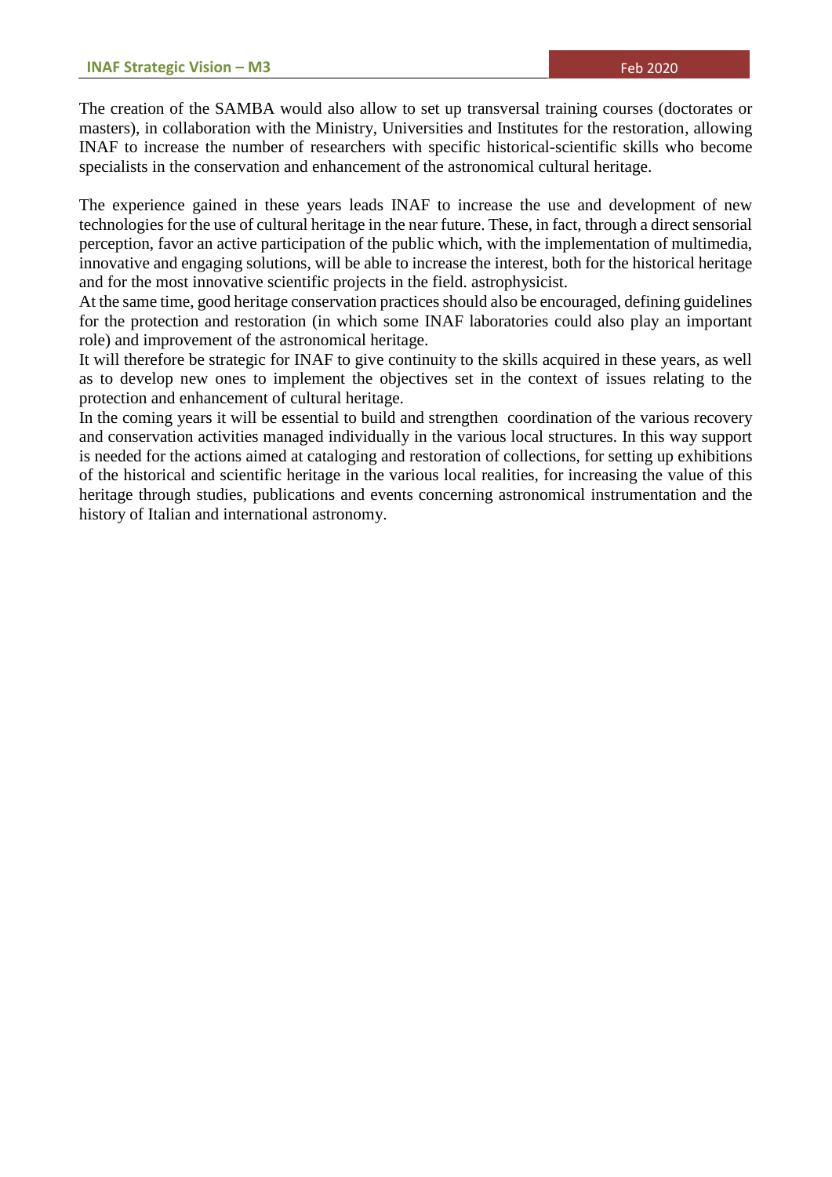The creation of the SAMBA would also allow to set up transversal training courses (doctorates or masters), in collaboration with the Ministry, Universities and Institutes for the restoration, allowing INAF to increase the number of researchers with specific historical-scientific skills who become specialists in the conservation and enhancement of the astronomical cultural heritage.

The experience gained in these years leads INAF to increase the use and development of new technologies for the use of cultural heritage in the near future. These, in fact, through a direct sensorial perception, favor an active participation of the public which, with the implementation of multimedia, innovative and engaging solutions, will be able to increase the interest, both for the historical heritage and for the most innovative scientific projects in the field. astrophysicist.
At the same time, good heritage conservation practices should also be encouraged, defining guidelines for the protection and restoration (in which some INAF laboratories could also play an important role) and improvement of the astronomical heritage.
It will therefore be strategic for INAF to give continuity to the skills acquired in these years, as well as to develop new ones to implement the objectives set in the context of issues relating to the protection and enhancement of cultural heritage.
In the coming years it will be essential to build and strengthen coordination of the various recovery and conservation activities managed individually in the various local structures. In this way support is needed for the actions aimed at cataloging and restoration of collections, for setting up exhibitions of the historical and scientific heritage in the various local realities, for increasing the value of this heritage through studies, publications and events concerning astronomical instrumentation and the history of Italian and international astronomy.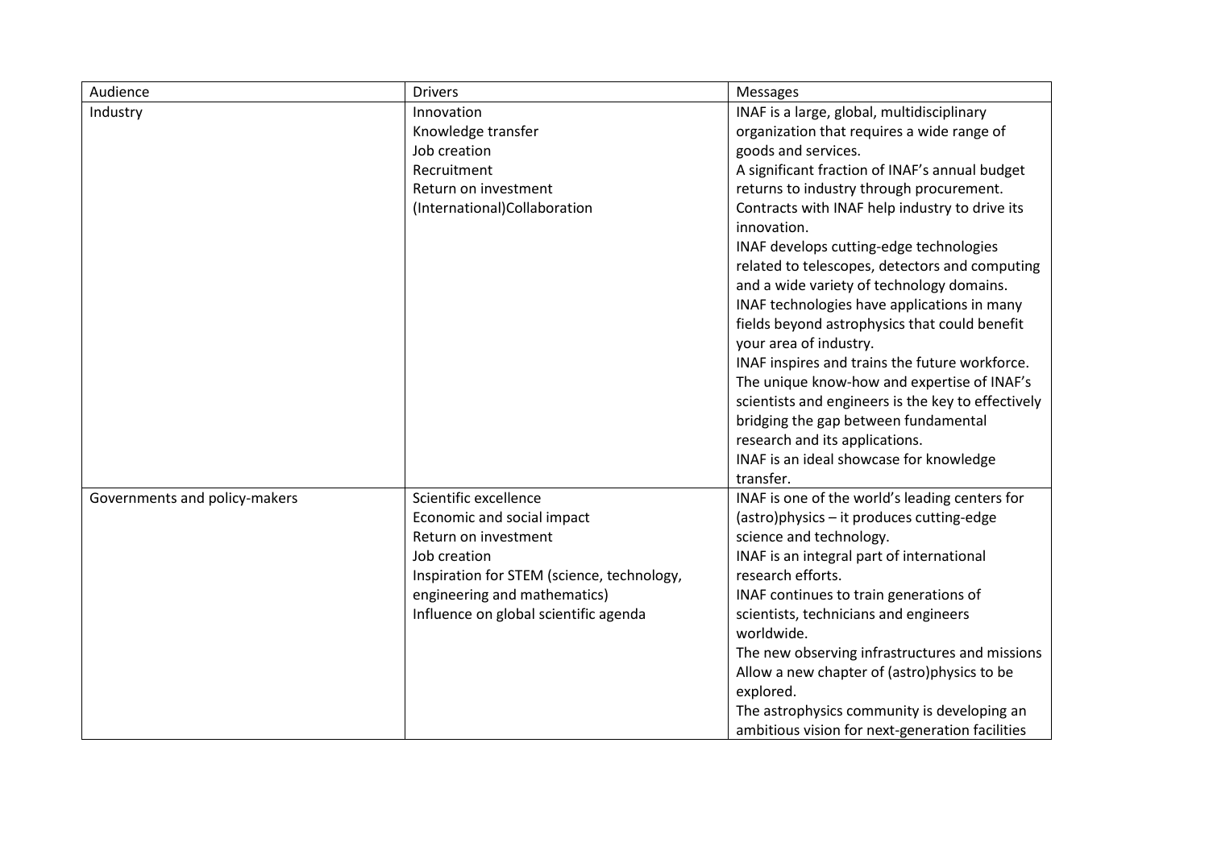| Audience | Drivers | Messages |
| --- | --- | --- |
| Industry | Innovation<br>Knowledge transfer<br>Job creation<br>Recruitment<br>Return on investment<br>(International)Collaboration | INAF is a large, global, multidisciplinary organization that requires a wide range of goods and services.<br>A significant fraction of INAF's annual budget returns to industry through procurement.<br>Contracts with INAF help industry to drive its innovation.<br>INAF develops cutting-edge technologies related to telescopes, detectors and computing and a wide variety of technology domains.<br>INAF technologies have applications in many fields beyond astrophysics that could benefit your area of industry.<br>INAF inspires and trains the future workforce.<br>The unique know-how and expertise of INAF's scientists and engineers is the key to effectively bridging the gap between fundamental research and its applications.<br>INAF is an ideal showcase for knowledge transfer. |
| Governments and policy-makers | Scientific excellence<br>Economic and social impact<br>Return on investment<br>Job creation<br>Inspiration for STEM (science, technology, engineering and mathematics)<br>Influence on global scientific agenda | INAF is one of the world's leading centers for (astro)physics – it produces cutting-edge science and technology.<br>INAF is an integral part of international research efforts.<br>INAF continues to train generations of scientists, technicians and engineers worldwide.<br>The new observing infrastructures and missions Allow a new chapter of (astro)physics to be explored.<br>The astrophysics community is developing an ambitious vision for next-generation facilities |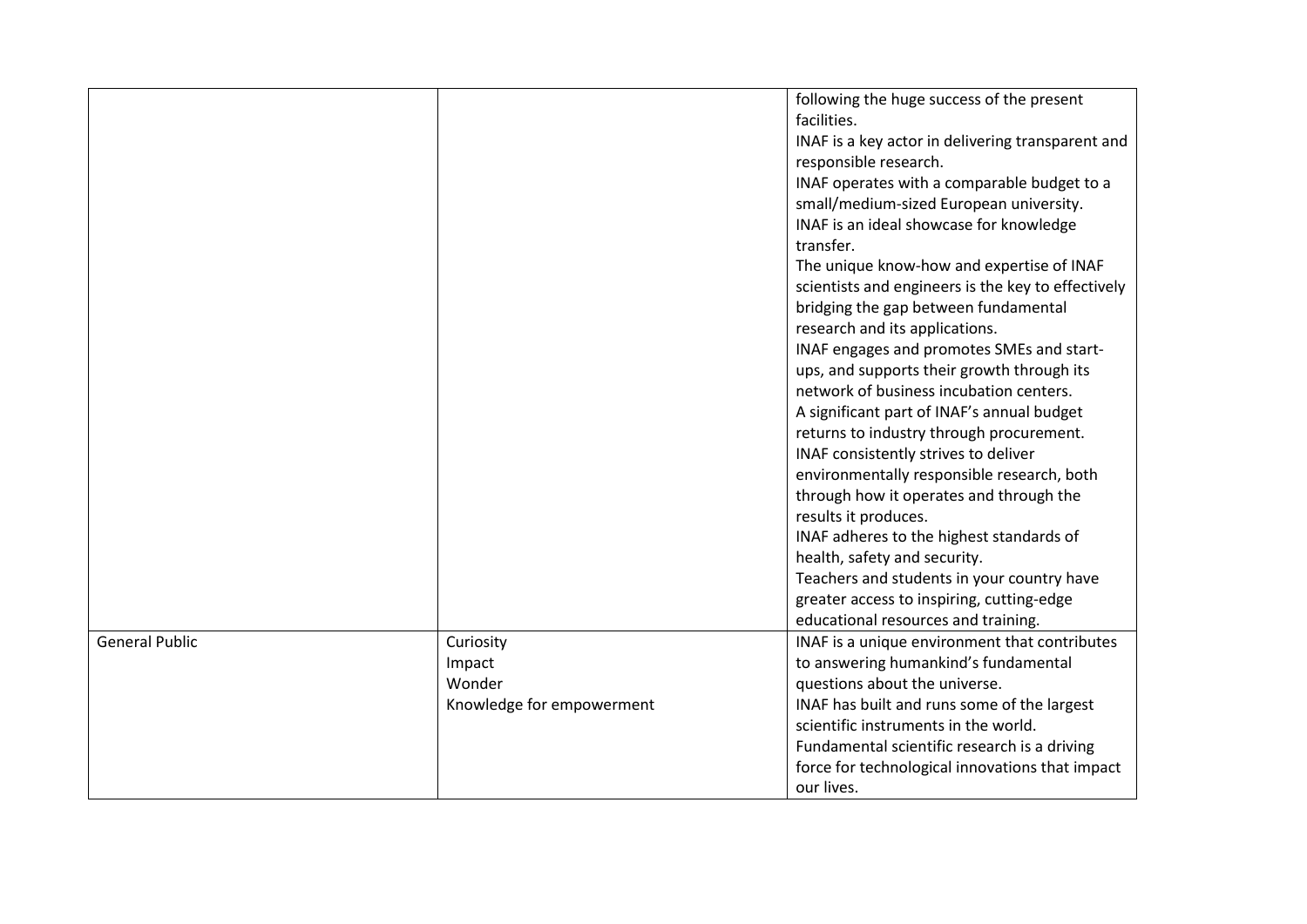| | | |
|---|---|---|
| | | following the huge success of the present facilities.<br>INAF is a key actor in delivering transparent and responsible research.<br>INAF operates with a comparable budget to a small/medium-sized European university.<br>INAF is an ideal showcase for knowledge transfer.<br>The unique know-how and expertise of INAF scientists and engineers is the key to effectively bridging the gap between fundamental research and its applications.<br>INAF engages and promotes SMEs and start-ups, and supports their growth through its network of business incubation centers.<br>A significant part of INAF's annual budget returns to industry through procurement.<br>INAF consistently strives to deliver environmentally responsible research, both through how it operates and through the results it produces.<br>INAF adheres to the highest standards of health, safety and security.<br>Teachers and students in your country have greater access to inspiring, cutting-edge educational resources and training. |
| General Public | Curiosity<br>Impact<br>Wonder<br>Knowledge for empowerment | INAF is a unique environment that contributes to answering humankind's fundamental questions about the universe.<br>INAF has built and runs some of the largest scientific instruments in the world.<br>Fundamental scientific research is a driving force for technological innovations that impact our lives. |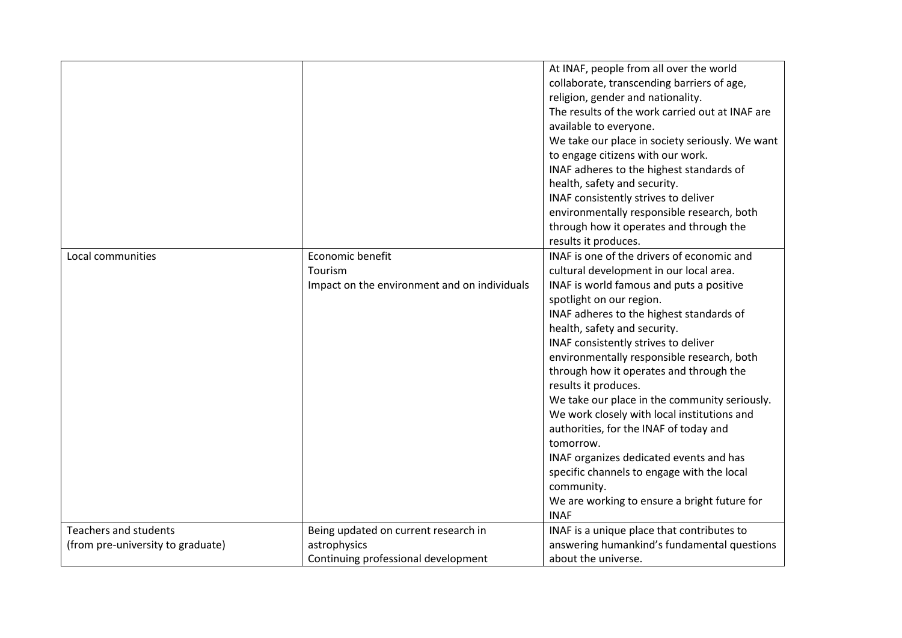| | | |
|---|---|---|
| | | At INAF, people from all over the world collaborate, transcending barriers of age, religion, gender and nationality.<br>The results of the work carried out at INAF are available to everyone.<br>We take our place in society seriously. We want to engage citizens with our work.<br>INAF adheres to the highest standards of health, safety and security.<br>INAF consistently strives to deliver environmentally responsible research, both through how it operates and through the results it produces. |
| Local communities | Economic benefit<br>Tourism<br>Impact on the environment and on individuals | INAF is one of the drivers of economic and cultural development in our local area.<br>INAF is world famous and puts a positive spotlight on our region.<br>INAF adheres to the highest standards of health, safety and security.<br>INAF consistently strives to deliver environmentally responsible research, both through how it operates and through the results it produces.<br>We take our place in the community seriously. We work closely with local institutions and authorities, for the INAF of today and tomorrow.<br>INAF organizes dedicated events and has specific channels to engage with the local community.<br>We are working to ensure a bright future for INAF |
| Teachers and students<br>(from pre-university to graduate) | Being updated on current research in astrophysics<br>Continuing professional development | INAF is a unique place that contributes to answering humankind's fundamental questions about the universe. |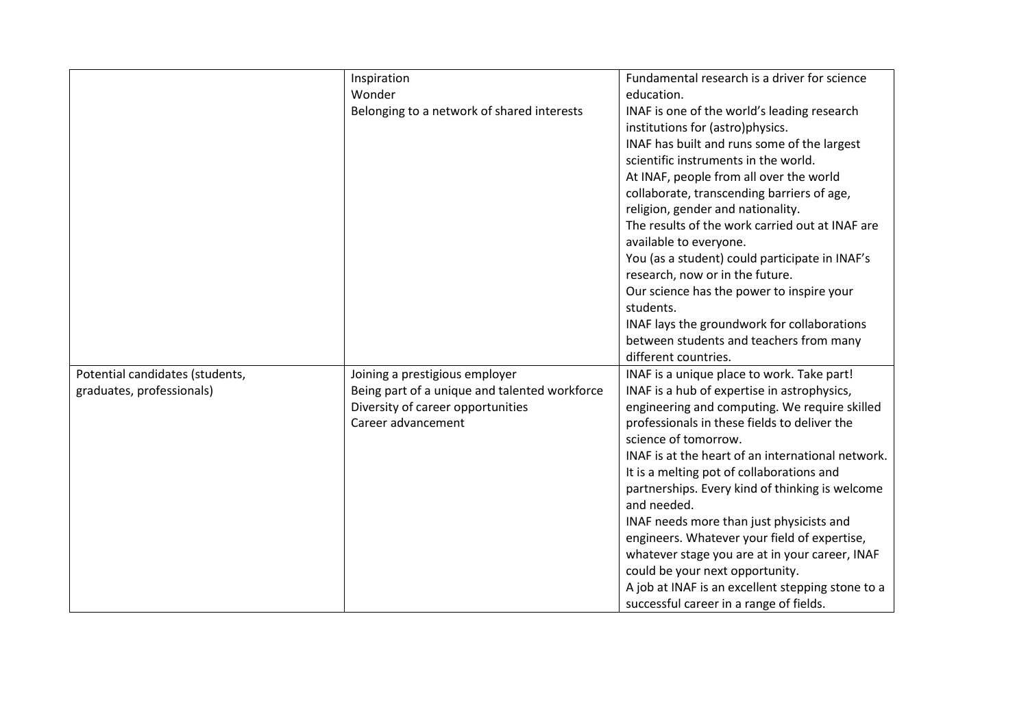| | | |
|---|---|---|
| | Inspiration<br>Wonder<br>Belonging to a network of shared interests | Fundamental research is a driver for science education.<br>INAF is one of the world's leading research institutions for (astro)physics.<br>INAF has built and runs some of the largest scientific instruments in the world.<br>At INAF, people from all over the world collaborate, transcending barriers of age, religion, gender and nationality.<br>The results of the work carried out at INAF are available to everyone.<br>You (as a student) could participate in INAF's research, now or in the future.<br>Our science has the power to inspire your students.<br>INAF lays the groundwork for collaborations between students and teachers from many different countries. |
| Potential candidates (students, graduates, professionals) | Joining a prestigious employer<br>Being part of a unique and talented workforce<br>Diversity of career opportunities<br>Career advancement | INAF is a unique place to work. Take part!<br>INAF is a hub of expertise in astrophysics, engineering and computing. We require skilled professionals in these fields to deliver the science of tomorrow.<br>INAF is at the heart of an international network. It is a melting pot of collaborations and partnerships. Every kind of thinking is welcome and needed.<br>INAF needs more than just physicists and engineers. Whatever your field of expertise, whatever stage you are at in your career, INAF could be your next opportunity.<br>A job at INAF is an excellent stepping stone to a successful career in a range of fields. |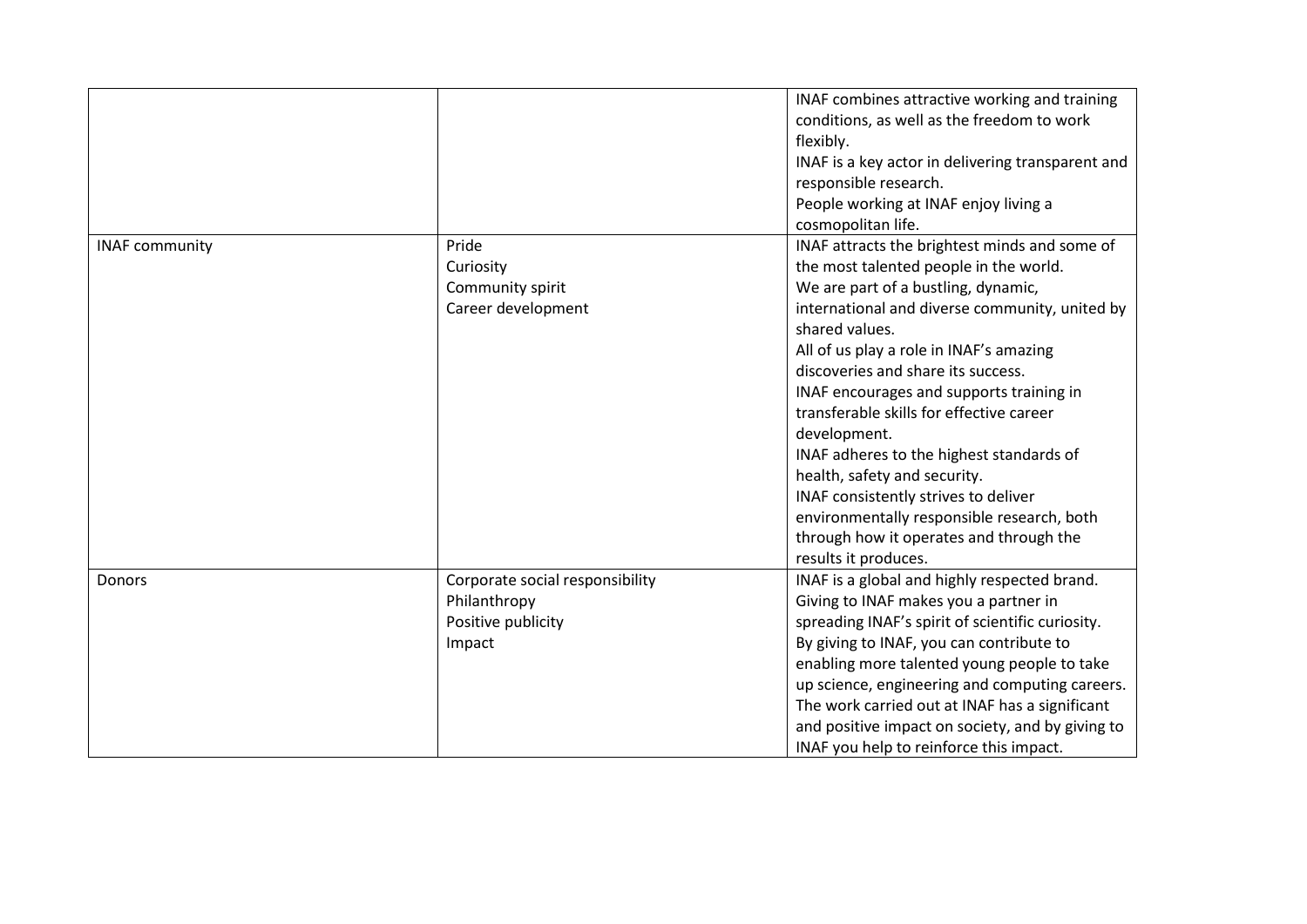| | | |
|---|---|---|
| | | INAF combines attractive working and training conditions, as well as the freedom to work flexibly.<br>INAF is a key actor in delivering transparent and responsible research.<br>People working at INAF enjoy living a cosmopolitan life. |
| INAF community | Pride<br>Curiosity<br>Community spirit<br>Career development | INAF attracts the brightest minds and some of the most talented people in the world.<br>We are part of a bustling, dynamic, international and diverse community, united by shared values.<br>All of us play a role in INAF's amazing discoveries and share its success.<br>INAF encourages and supports training in transferable skills for effective career development.<br>INAF adheres to the highest standards of health, safety and security.<br>INAF consistently strives to deliver environmentally responsible research, both through how it operates and through the results it produces. |
| Donors | Corporate social responsibility<br>Philanthropy<br>Positive publicity<br>Impact | INAF is a global and highly respected brand.<br>Giving to INAF makes you a partner in spreading INAF's spirit of scientific curiosity.<br>By giving to INAF, you can contribute to enabling more talented young people to take up science, engineering and computing careers.<br>The work carried out at INAF has a significant and positive impact on society, and by giving to INAF you help to reinforce this impact. |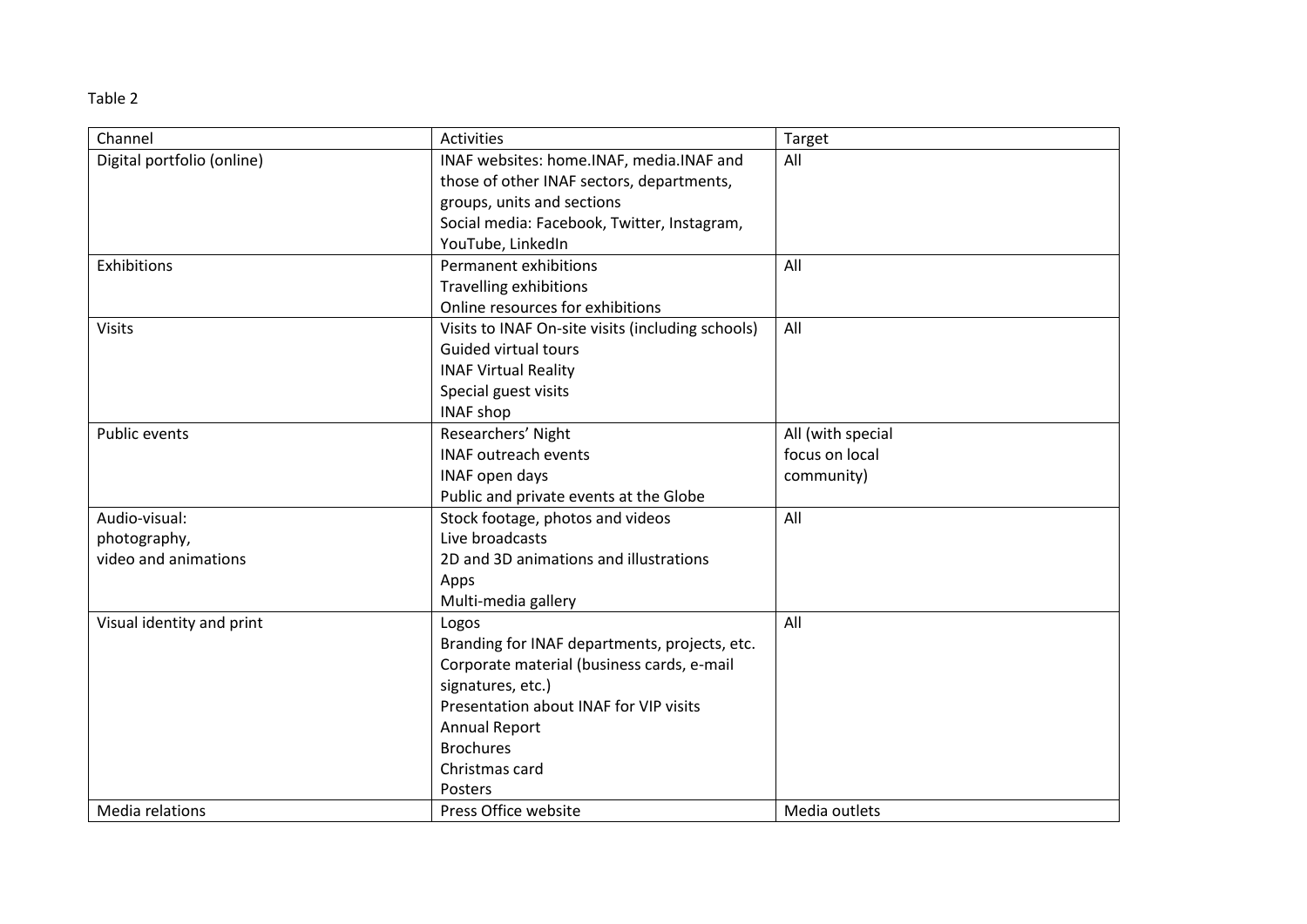Table 2

| Channel | Activities | Target |
| --- | --- | --- |
| Digital portfolio (online) | INAF websites: home.INAF, media.INAF and those of other INAF sectors, departments, groups, units and sections<br>Social media: Facebook, Twitter, Instagram, YouTube, LinkedIn | All |
| Exhibitions | Permanent exhibitions<br>Travelling exhibitions<br>Online resources for exhibitions | All |
| Visits | Visits to INAF On-site visits (including schools)<br>Guided virtual tours<br>INAF Virtual Reality<br>Special guest visits<br>INAF shop | All |
| Public events | Researchers' Night<br>INAF outreach events<br>INAF open days<br>Public and private events at the Globe | All (with special focus on local community) |
| Audio-visual: photography, video and animations | Stock footage, photos and videos<br>Live broadcasts<br>2D and 3D animations and illustrations<br>Apps<br>Multi-media gallery | All |
| Visual identity and print | Logos<br>Branding for INAF departments, projects, etc.<br>Corporate material (business cards, e-mail signatures, etc.)<br>Presentation about INAF for VIP visits<br>Annual Report<br>Brochures<br>Christmas card<br>Posters | All |
| Media relations | Press Office website | Media outlets |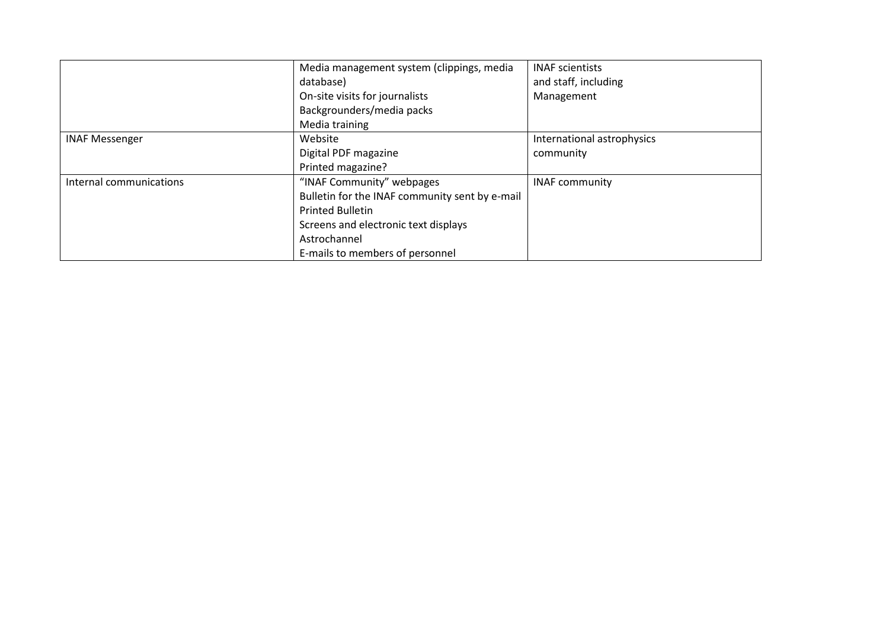| | | |
|---|---|---|
| | Media management system (clippings, media database)<br>On-site visits for journalists<br>Backgrounders/media packs<br>Media training | INAF scientists and staff, including Management |
| INAF Messenger | Website<br>Digital PDF magazine<br>Printed magazine? | International astrophysics community |
| Internal communications | "INAF Community" webpages<br>Bulletin for the INAF community sent by e-mail<br>Printed Bulletin<br>Screens and electronic text displays<br>Astrochannel<br>E-mails to members of personnel | INAF community |